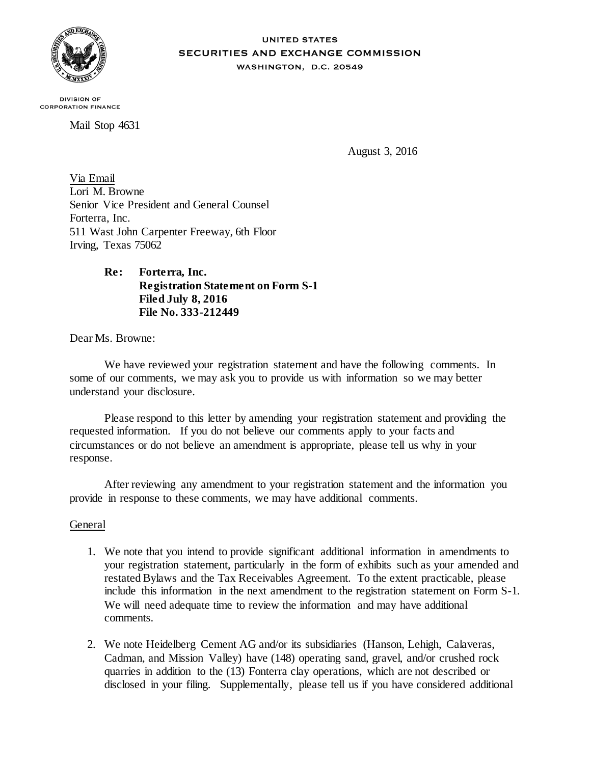UNITED STATES
SECURITIES AND EXCHANGE COMMISSION
WASHINGTON, D.C. 20549

DIVISION OF
CORPORATION FINANCE

Mail Stop 4631

August 3, 2016

Via Email
Lori M. Browne
Senior Vice President and General Counsel
Forterra, Inc.
511 Wast John Carpenter Freeway, 6th Floor
Irving, Texas 75062

> **Re: Forterra, Inc.**
> **Registration Statement on Form S-1**
> **Filed July 8, 2016**
> **File No. 333-212449**

Dear Ms. Browne:

We have reviewed your registration statement and have the following comments. In some of our comments, we may ask you to provide us with information so we may better understand your disclosure.

Please respond to this letter by amending your registration statement and providing the requested information. If you do not believe our comments apply to your facts and circumstances or do not believe an amendment is appropriate, please tell us why in your response.

After reviewing any amendment to your registration statement and the information you provide in response to these comments, we may have additional comments.

General

1. We note that you intend to provide significant additional information in amendments to your registration statement, particularly in the form of exhibits such as your amended and restated Bylaws and the Tax Receivables Agreement. To the extent practicable, please include this information in the next amendment to the registration statement on Form S-1. We will need adequate time to review the information and may have additional comments.

2. We note Heidelberg Cement AG and/or its subsidiaries (Hanson, Lehigh, Calaveras, Cadman, and Mission Valley) have (148) operating sand, gravel, and/or crushed rock quarries in addition to the (13) Fonterra clay operations, which are not described or disclosed in your filing. Supplementally, please tell us if you have considered additional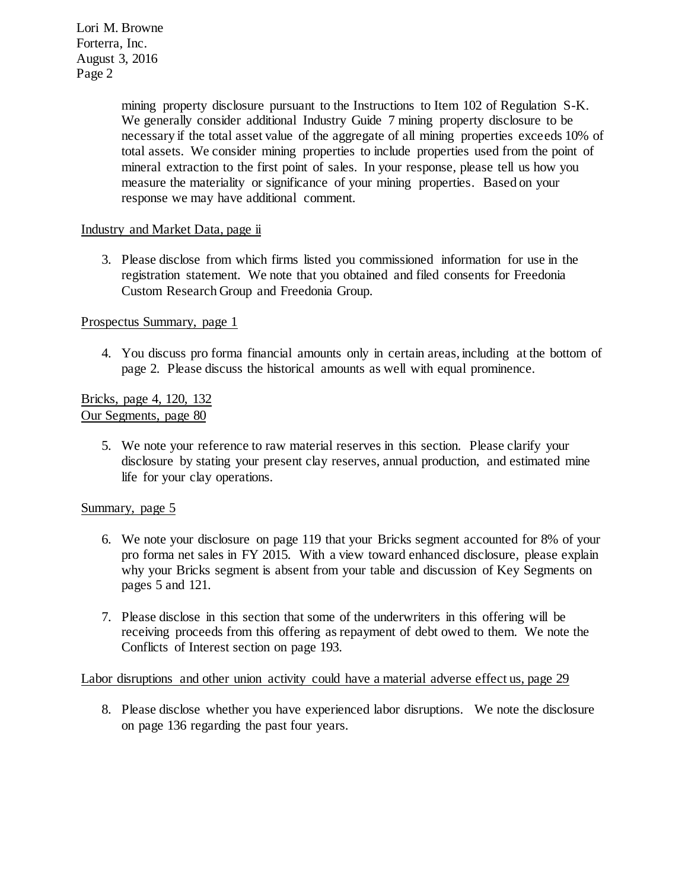mining property disclosure pursuant to the Instructions to Item 102 of Regulation S-K. We generally consider additional Industry Guide 7 mining property disclosure to be necessary if the total asset value of the aggregate of all mining properties exceeds 10% of total assets. We consider mining properties to include properties used from the point of mineral extraction to the first point of sales. In your response, please tell us how you measure the materiality or significance of your mining properties. Based on your response we may have additional comment.

Industry and Market Data, page ii

3. Please disclose from which firms listed you commissioned information for use in the registration statement. We note that you obtained and filed consents for Freedonia Custom Research Group and Freedonia Group.

Prospectus Summary, page 1

4. You discuss pro forma financial amounts only in certain areas, including at the bottom of page 2. Please discuss the historical amounts as well with equal prominence.

Bricks, page 4, 120, 132
Our Segments, page 80

5. We note your reference to raw material reserves in this section. Please clarify your disclosure by stating your present clay reserves, annual production, and estimated mine life for your clay operations.

Summary, page 5

6. We note your disclosure on page 119 that your Bricks segment accounted for 8% of your pro forma net sales in FY 2015. With a view toward enhanced disclosure, please explain why your Bricks segment is absent from your table and discussion of Key Segments on pages 5 and 121.

7. Please disclose in this section that some of the underwriters in this offering will be receiving proceeds from this offering as repayment of debt owed to them. We note the Conflicts of Interest section on page 193.

Labor disruptions and other union activity could have a material adverse effect us, page 29

8. Please disclose whether you have experienced labor disruptions. We note the disclosure on page 136 regarding the past four years.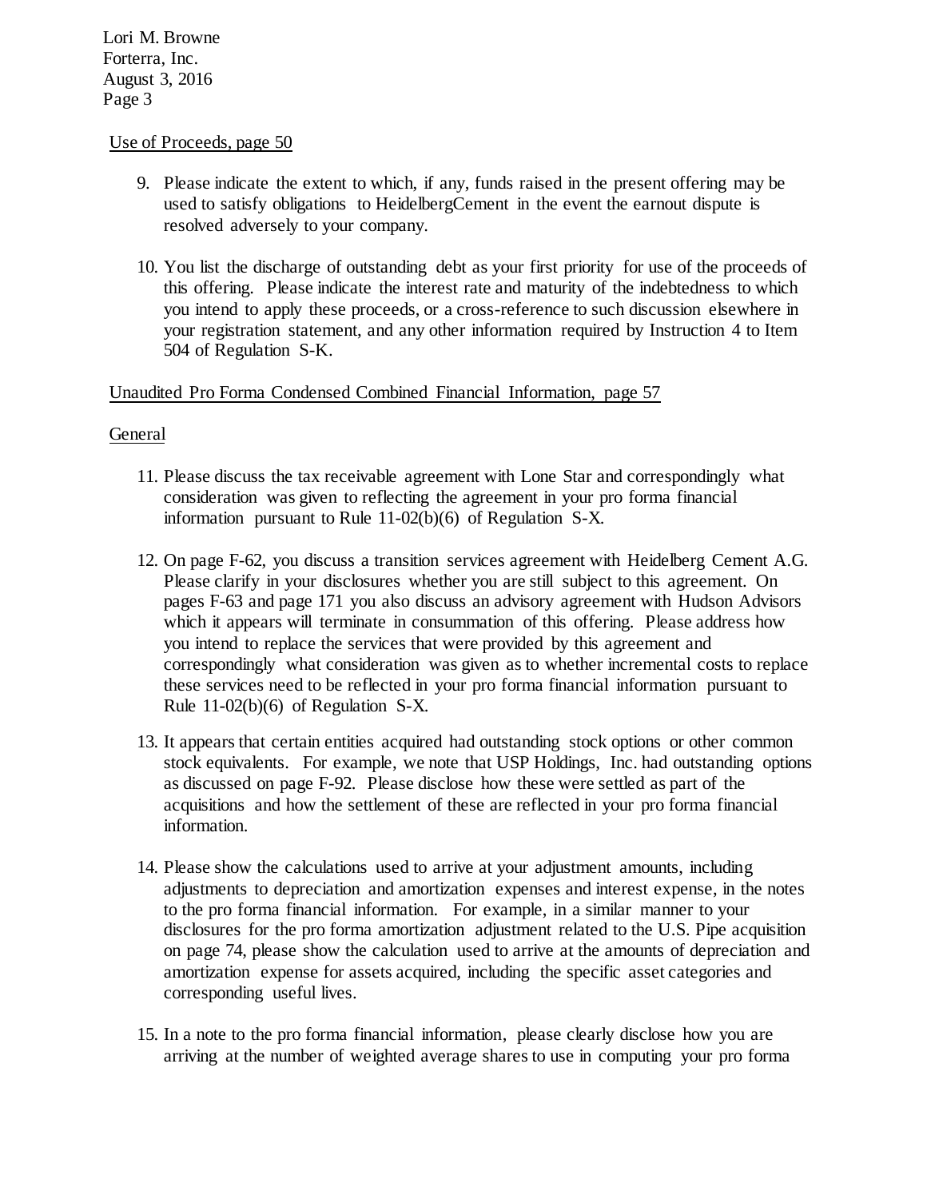Use of Proceeds, page 50

9. Please indicate the extent to which, if any, funds raised in the present offering may be used to satisfy obligations to HeidelbergCement in the event the earnout dispute is resolved adversely to your company.

10. You list the discharge of outstanding debt as your first priority for use of the proceeds of this offering. Please indicate the interest rate and maturity of the indebtedness to which you intend to apply these proceeds, or a cross-reference to such discussion elsewhere in your registration statement, and any other information required by Instruction 4 to Item 504 of Regulation S-K.

Unaudited Pro Forma Condensed Combined Financial Information, page 57

General

11. Please discuss the tax receivable agreement with Lone Star and correspondingly what consideration was given to reflecting the agreement in your pro forma financial information pursuant to Rule 11-02(b)(6) of Regulation S-X.

12. On page F-62, you discuss a transition services agreement with Heidelberg Cement A.G. Please clarify in your disclosures whether you are still subject to this agreement. On pages F-63 and page 171 you also discuss an advisory agreement with Hudson Advisors which it appears will terminate in consummation of this offering. Please address how you intend to replace the services that were provided by this agreement and correspondingly what consideration was given as to whether incremental costs to replace these services need to be reflected in your pro forma financial information pursuant to Rule 11-02(b)(6) of Regulation S-X.

13. It appears that certain entities acquired had outstanding stock options or other common stock equivalents. For example, we note that USP Holdings, Inc. had outstanding options as discussed on page F-92. Please disclose how these were settled as part of the acquisitions and how the settlement of these are reflected in your pro forma financial information.

14. Please show the calculations used to arrive at your adjustment amounts, including adjustments to depreciation and amortization expenses and interest expense, in the notes to the pro forma financial information. For example, in a similar manner to your disclosures for the pro forma amortization adjustment related to the U.S. Pipe acquisition on page 74, please show the calculation used to arrive at the amounts of depreciation and amortization expense for assets acquired, including the specific asset categories and corresponding useful lives.

15. In a note to the pro forma financial information, please clearly disclose how you are arriving at the number of weighted average shares to use in computing your pro forma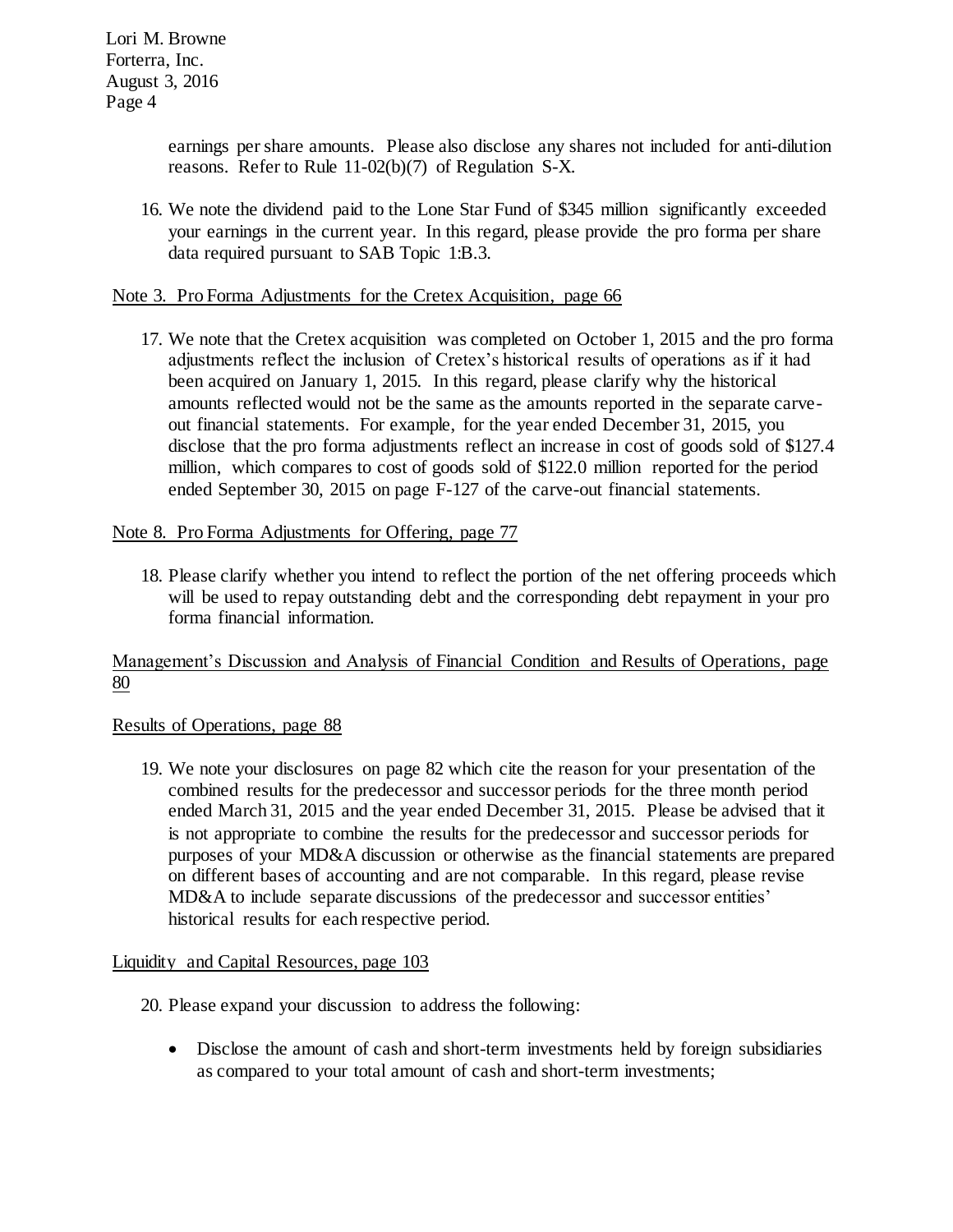earnings per share amounts. Please also disclose any shares not included for anti-dilution reasons. Refer to Rule 11-02(b)(7) of Regulation S-X.

16. We note the dividend paid to the Lone Star Fund of $345 million significantly exceeded your earnings in the current year. In this regard, please provide the pro forma per share data required pursuant to SAB Topic 1:B.3.

Note 3. Pro Forma Adjustments for the Cretex Acquisition, page 66

17. We note that the Cretex acquisition was completed on October 1, 2015 and the pro forma adjustments reflect the inclusion of Cretex's historical results of operations as if it had been acquired on January 1, 2015. In this regard, please clarify why the historical amounts reflected would not be the same as the amounts reported in the separate carve-out financial statements. For example, for the year ended December 31, 2015, you disclose that the pro forma adjustments reflect an increase in cost of goods sold of $127.4 million, which compares to cost of goods sold of $122.0 million reported for the period ended September 30, 2015 on page F-127 of the carve-out financial statements.

Note 8. Pro Forma Adjustments for Offering, page 77

18. Please clarify whether you intend to reflect the portion of the net offering proceeds which will be used to repay outstanding debt and the corresponding debt repayment in your pro forma financial information.

Management's Discussion and Analysis of Financial Condition and Results of Operations, page 80

Results of Operations, page 88

19. We note your disclosures on page 82 which cite the reason for your presentation of the combined results for the predecessor and successor periods for the three month period ended March 31, 2015 and the year ended December 31, 2015. Please be advised that it is not appropriate to combine the results for the predecessor and successor periods for purposes of your MD&A discussion or otherwise as the financial statements are prepared on different bases of accounting and are not comparable. In this regard, please revise MD&A to include separate discussions of the predecessor and successor entities' historical results for each respective period.

Liquidity and Capital Resources, page 103

20. Please expand your discussion to address the following:

- Disclose the amount of cash and short-term investments held by foreign subsidiaries as compared to your total amount of cash and short-term investments;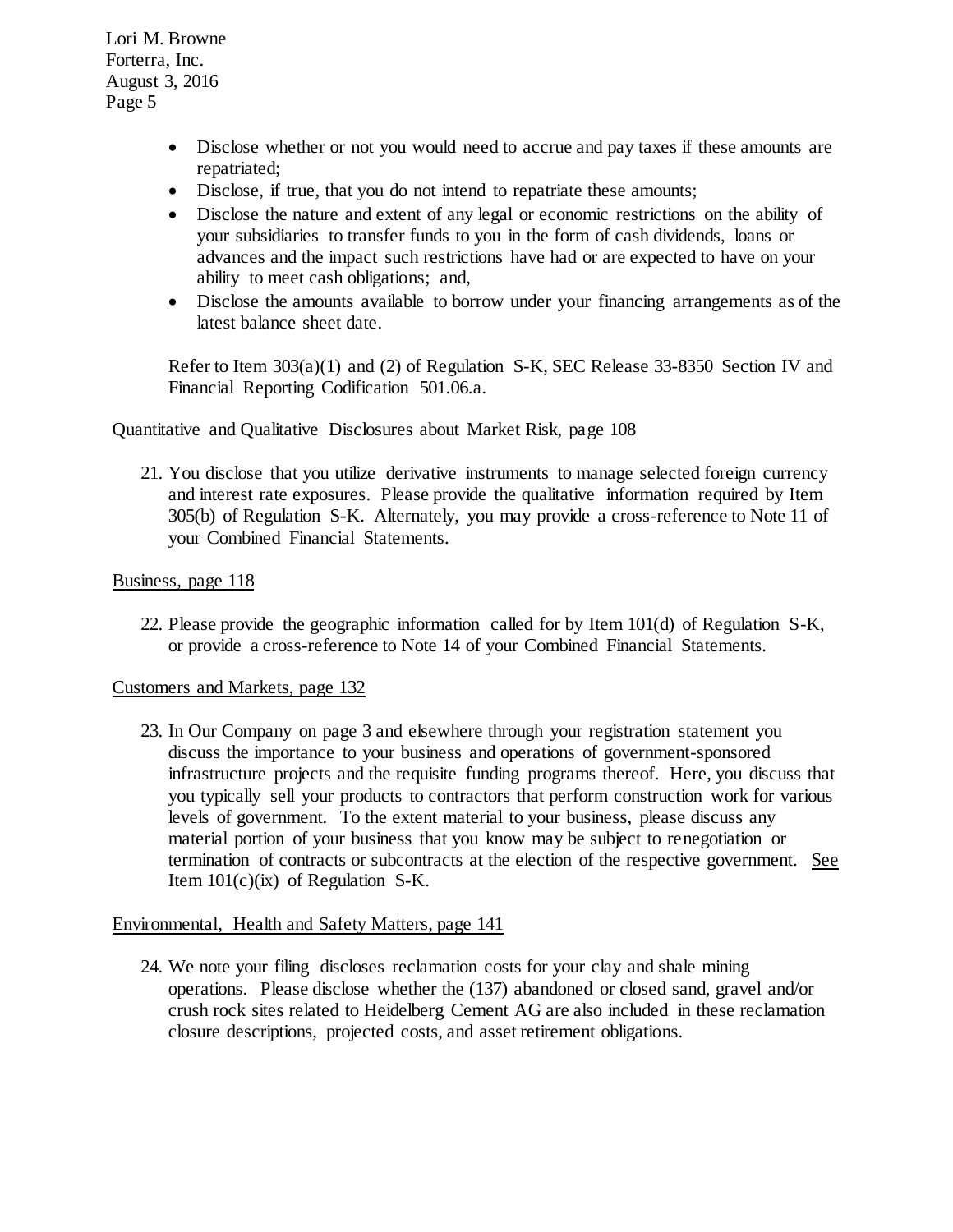- Disclose whether or not you would need to accrue and pay taxes if these amounts are repatriated;
- Disclose, if true, that you do not intend to repatriate these amounts;
- Disclose the nature and extent of any legal or economic restrictions on the ability of your subsidiaries to transfer funds to you in the form of cash dividends, loans or advances and the impact such restrictions have had or are expected to have on your ability to meet cash obligations; and,
- Disclose the amounts available to borrow under your financing arrangements as of the latest balance sheet date.

Refer to Item 303(a)(1) and (2) of Regulation S-K, SEC Release 33-8350 Section IV and Financial Reporting Codification 501.06.a.

Quantitative and Qualitative Disclosures about Market Risk, page 108

21. You disclose that you utilize derivative instruments to manage selected foreign currency and interest rate exposures. Please provide the qualitative information required by Item 305(b) of Regulation S-K. Alternately, you may provide a cross-reference to Note 11 of your Combined Financial Statements.

Business, page 118

22. Please provide the geographic information called for by Item 101(d) of Regulation S-K, or provide a cross-reference to Note 14 of your Combined Financial Statements.

Customers and Markets, page 132

23. In Our Company on page 3 and elsewhere through your registration statement you discuss the importance to your business and operations of government-sponsored infrastructure projects and the requisite funding programs thereof. Here, you discuss that you typically sell your products to contractors that perform construction work for various levels of government. To the extent material to your business, please discuss any material portion of your business that you know may be subject to renegotiation or termination of contracts or subcontracts at the election of the respective government. See Item 101(c)(ix) of Regulation S-K.

Environmental, Health and Safety Matters, page 141

24. We note your filing discloses reclamation costs for your clay and shale mining operations. Please disclose whether the (137) abandoned or closed sand, gravel and/or crush rock sites related to Heidelberg Cement AG are also included in these reclamation closure descriptions, projected costs, and asset retirement obligations.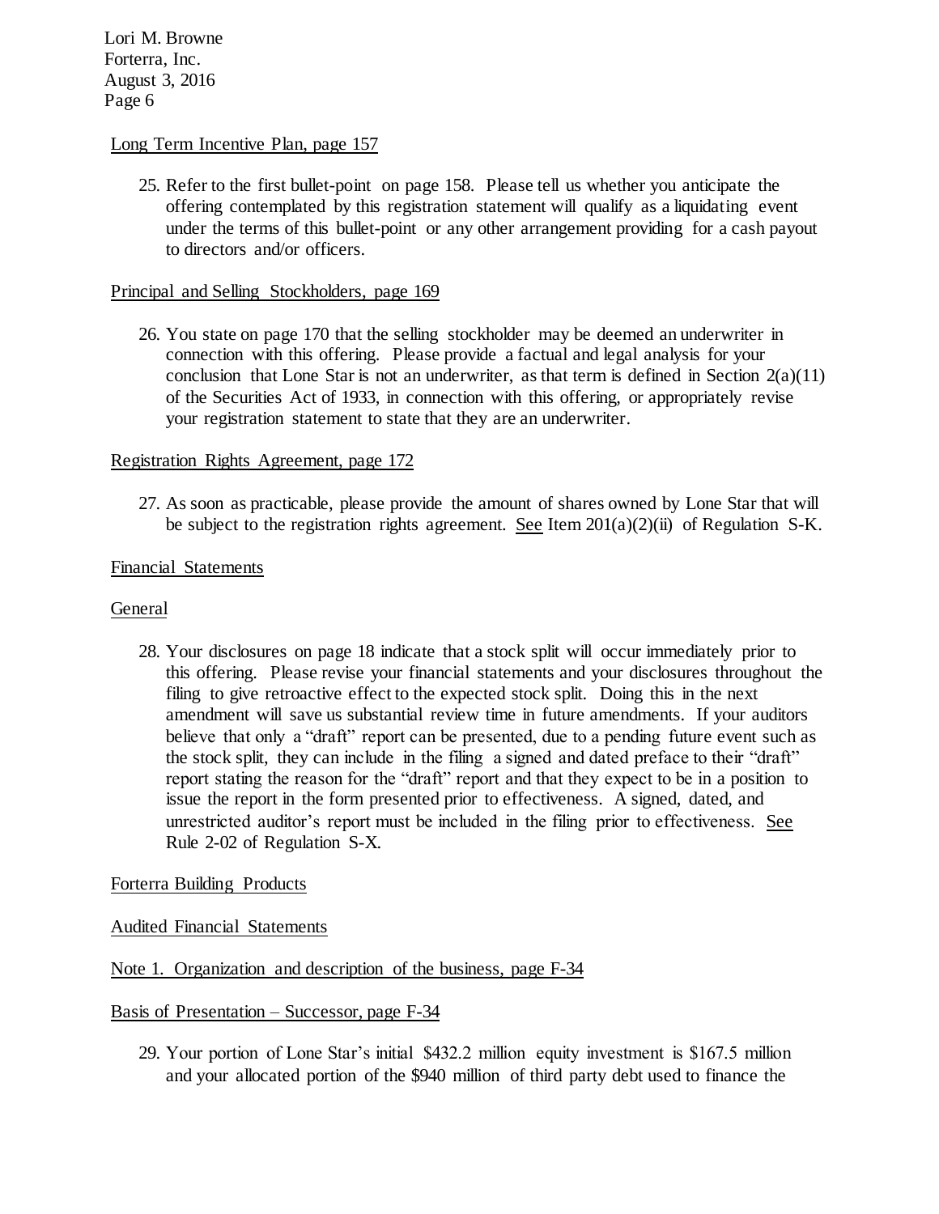Long Term Incentive Plan, page 157

25. Refer to the first bullet-point on page 158. Please tell us whether you anticipate the offering contemplated by this registration statement will qualify as a liquidating event under the terms of this bullet-point or any other arrangement providing for a cash payout to directors and/or officers.

Principal and Selling Stockholders, page 169

26. You state on page 170 that the selling stockholder may be deemed an underwriter in connection with this offering. Please provide a factual and legal analysis for your conclusion that Lone Star is not an underwriter, as that term is defined in Section 2(a)(11) of the Securities Act of 1933, in connection with this offering, or appropriately revise your registration statement to state that they are an underwriter.

Registration Rights Agreement, page 172

27. As soon as practicable, please provide the amount of shares owned by Lone Star that will be subject to the registration rights agreement. See Item 201(a)(2)(ii) of Regulation S-K.

Financial Statements

General

28. Your disclosures on page 18 indicate that a stock split will occur immediately prior to this offering. Please revise your financial statements and your disclosures throughout the filing to give retroactive effect to the expected stock split. Doing this in the next amendment will save us substantial review time in future amendments. If your auditors believe that only a "draft" report can be presented, due to a pending future event such as the stock split, they can include in the filing a signed and dated preface to their "draft" report stating the reason for the "draft" report and that they expect to be in a position to issue the report in the form presented prior to effectiveness. A signed, dated, and unrestricted auditor's report must be included in the filing prior to effectiveness. See Rule 2-02 of Regulation S-X.

Forterra Building Products

Audited Financial Statements

Note 1. Organization and description of the business, page F-34

Basis of Presentation – Successor, page F-34

29. Your portion of Lone Star's initial $432.2 million equity investment is $167.5 million and your allocated portion of the $940 million of third party debt used to finance the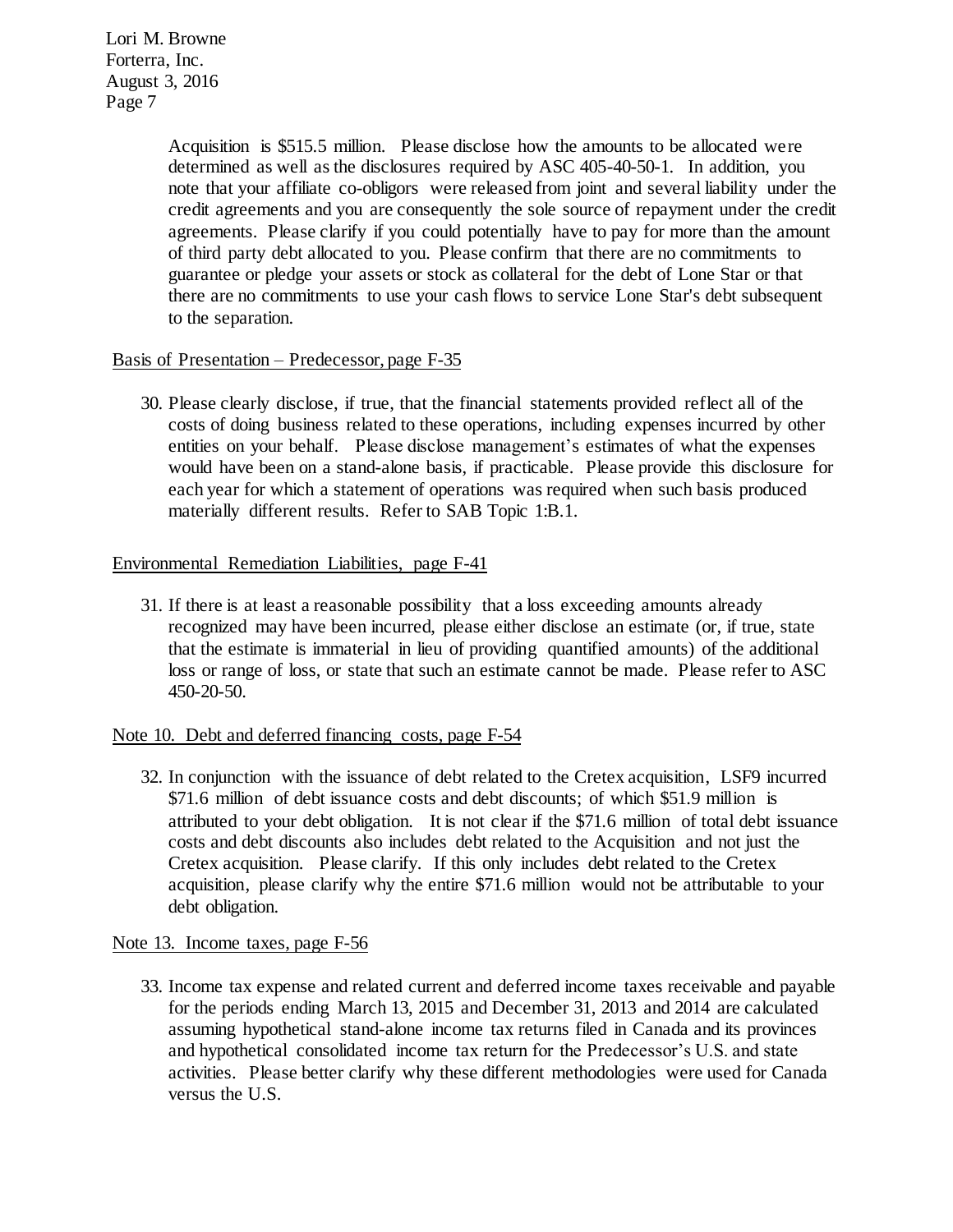Acquisition is \$515.5 million. Please disclose how the amounts to be allocated were determined as well as the disclosures required by ASC 405-40-50-1. In addition, you note that your affiliate co-obligors were released from joint and several liability under the credit agreements and you are consequently the sole source of repayment under the credit agreements. Please clarify if you could potentially have to pay for more than the amount of third party debt allocated to you. Please confirm that there are no commitments to guarantee or pledge your assets or stock as collateral for the debt of Lone Star or that there are no commitments to use your cash flows to service Lone Star's debt subsequent to the separation.

Basis of Presentation – Predecessor, page F-35

30. Please clearly disclose, if true, that the financial statements provided reflect all of the costs of doing business related to these operations, including expenses incurred by other entities on your behalf. Please disclose management's estimates of what the expenses would have been on a stand-alone basis, if practicable. Please provide this disclosure for each year for which a statement of operations was required when such basis produced materially different results. Refer to SAB Topic 1:B.1.

Environmental Remediation Liabilities, page F-41

31. If there is at least a reasonable possibility that a loss exceeding amounts already recognized may have been incurred, please either disclose an estimate (or, if true, state that the estimate is immaterial in lieu of providing quantified amounts) of the additional loss or range of loss, or state that such an estimate cannot be made. Please refer to ASC 450-20-50.

Note 10. Debt and deferred financing costs, page F-54

32. In conjunction with the issuance of debt related to the Cretex acquisition, LSF9 incurred \$71.6 million of debt issuance costs and debt discounts; of which \$51.9 million is attributed to your debt obligation. It is not clear if the \$71.6 million of total debt issuance costs and debt discounts also includes debt related to the Acquisition and not just the Cretex acquisition. Please clarify. If this only includes debt related to the Cretex acquisition, please clarify why the entire \$71.6 million would not be attributable to your debt obligation.

Note 13. Income taxes, page F-56

33. Income tax expense and related current and deferred income taxes receivable and payable for the periods ending March 13, 2015 and December 31, 2013 and 2014 are calculated assuming hypothetical stand-alone income tax returns filed in Canada and its provinces and hypothetical consolidated income tax return for the Predecessor's U.S. and state activities. Please better clarify why these different methodologies were used for Canada versus the U.S.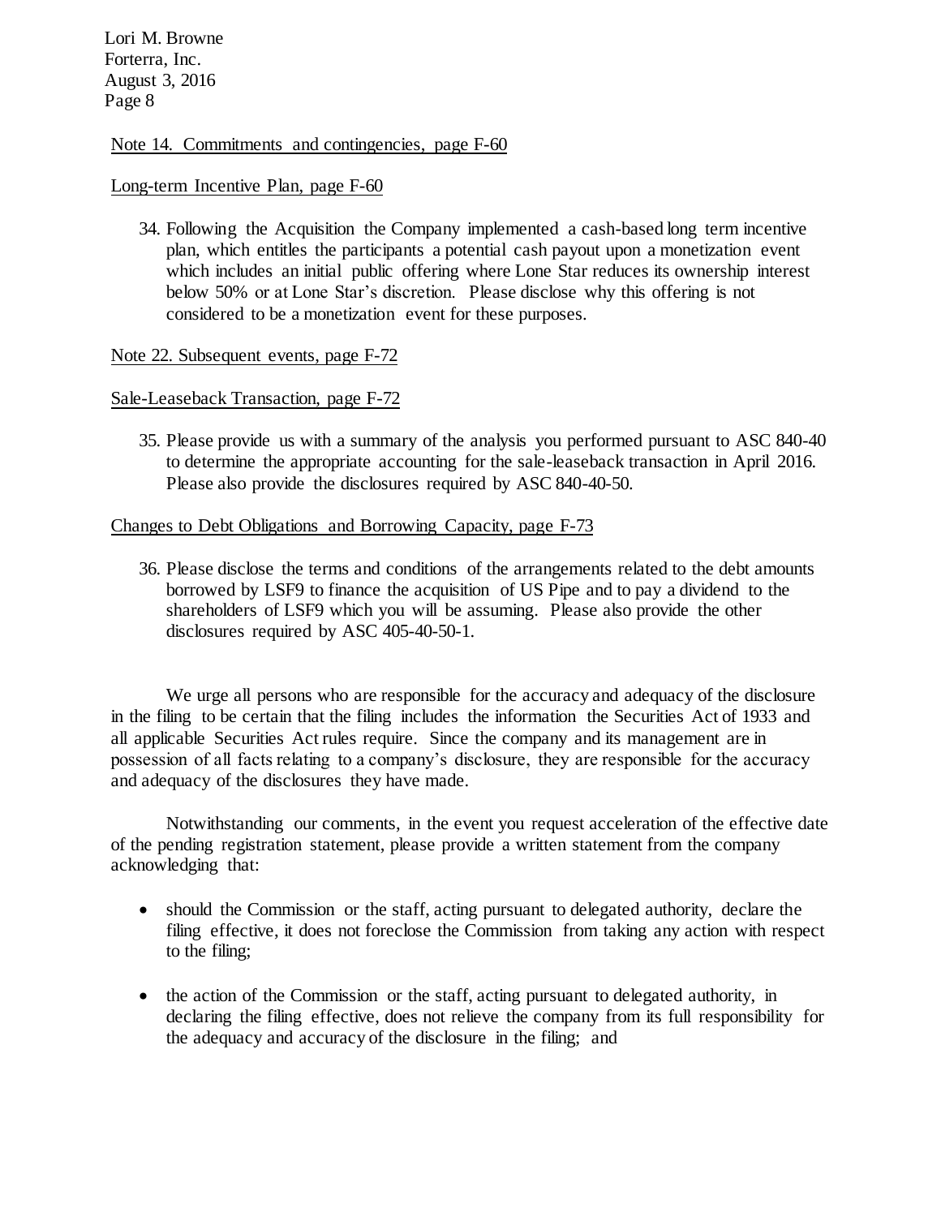Note 14. Commitments and contingencies, page F-60

Long-term Incentive Plan, page F-60

34. Following the Acquisition the Company implemented a cash-based long term incentive plan, which entitles the participants a potential cash payout upon a monetization event which includes an initial public offering where Lone Star reduces its ownership interest below 50% or at Lone Star's discretion. Please disclose why this offering is not considered to be a monetization event for these purposes.

Note 22. Subsequent events, page F-72

Sale-Leaseback Transaction, page F-72

35. Please provide us with a summary of the analysis you performed pursuant to ASC 840-40 to determine the appropriate accounting for the sale-leaseback transaction in April 2016. Please also provide the disclosures required by ASC 840-40-50.

Changes to Debt Obligations and Borrowing Capacity, page F-73

36. Please disclose the terms and conditions of the arrangements related to the debt amounts borrowed by LSF9 to finance the acquisition of US Pipe and to pay a dividend to the shareholders of LSF9 which you will be assuming. Please also provide the other disclosures required by ASC 405-40-50-1.

We urge all persons who are responsible for the accuracy and adequacy of the disclosure in the filing to be certain that the filing includes the information the Securities Act of 1933 and all applicable Securities Act rules require. Since the company and its management are in possession of all facts relating to a company's disclosure, they are responsible for the accuracy and adequacy of the disclosures they have made.

Notwithstanding our comments, in the event you request acceleration of the effective date of the pending registration statement, please provide a written statement from the company acknowledging that:

- should the Commission or the staff, acting pursuant to delegated authority, declare the filing effective, it does not foreclose the Commission from taking any action with respect to the filing;
- the action of the Commission or the staff, acting pursuant to delegated authority, in declaring the filing effective, does not relieve the company from its full responsibility for the adequacy and accuracy of the disclosure in the filing; and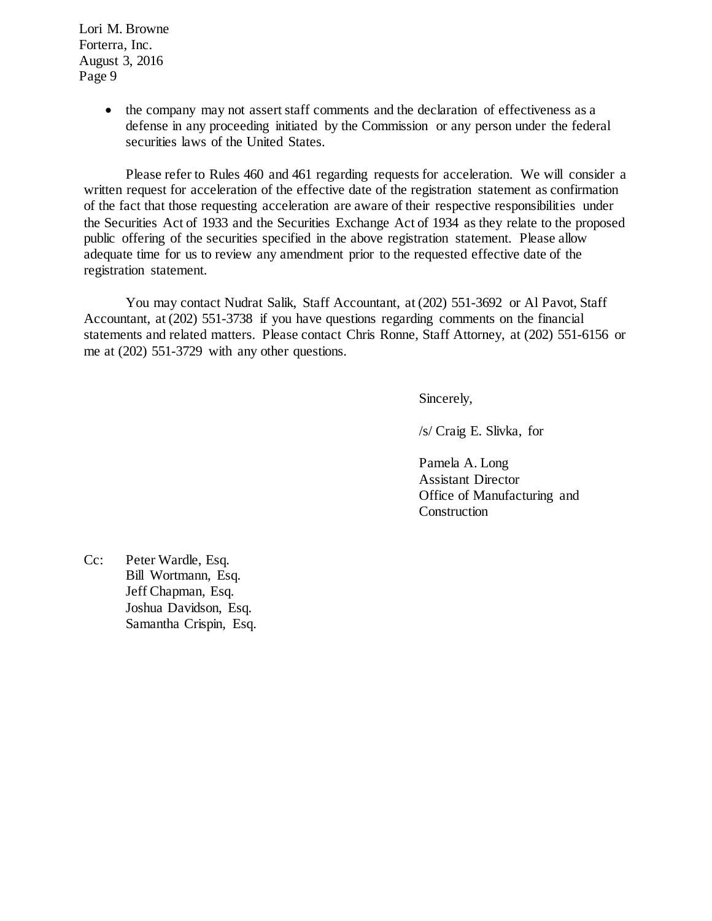- the company may not assert staff comments and the declaration of effectiveness as a defense in any proceeding initiated by the Commission or any person under the federal securities laws of the United States.

Please refer to Rules 460 and 461 regarding requests for acceleration. We will consider a written request for acceleration of the effective date of the registration statement as confirmation of the fact that those requesting acceleration are aware of their respective responsibilities under the Securities Act of 1933 and the Securities Exchange Act of 1934 as they relate to the proposed public offering of the securities specified in the above registration statement. Please allow adequate time for us to review any amendment prior to the requested effective date of the registration statement.

You may contact Nudrat Salik, Staff Accountant, at (202) 551-3692 or Al Pavot, Staff Accountant, at (202) 551-3738 if you have questions regarding comments on the financial statements and related matters. Please contact Chris Ronne, Staff Attorney, at (202) 551-6156 or me at (202) 551-3729 with any other questions.

Sincerely,

/s/ Craig E. Slivka, for

Pamela A. Long
Assistant Director
Office of Manufacturing and Construction

Cc: Peter Wardle, Esq.
Bill Wortmann, Esq.
Jeff Chapman, Esq.
Joshua Davidson, Esq.
Samantha Crispin, Esq.